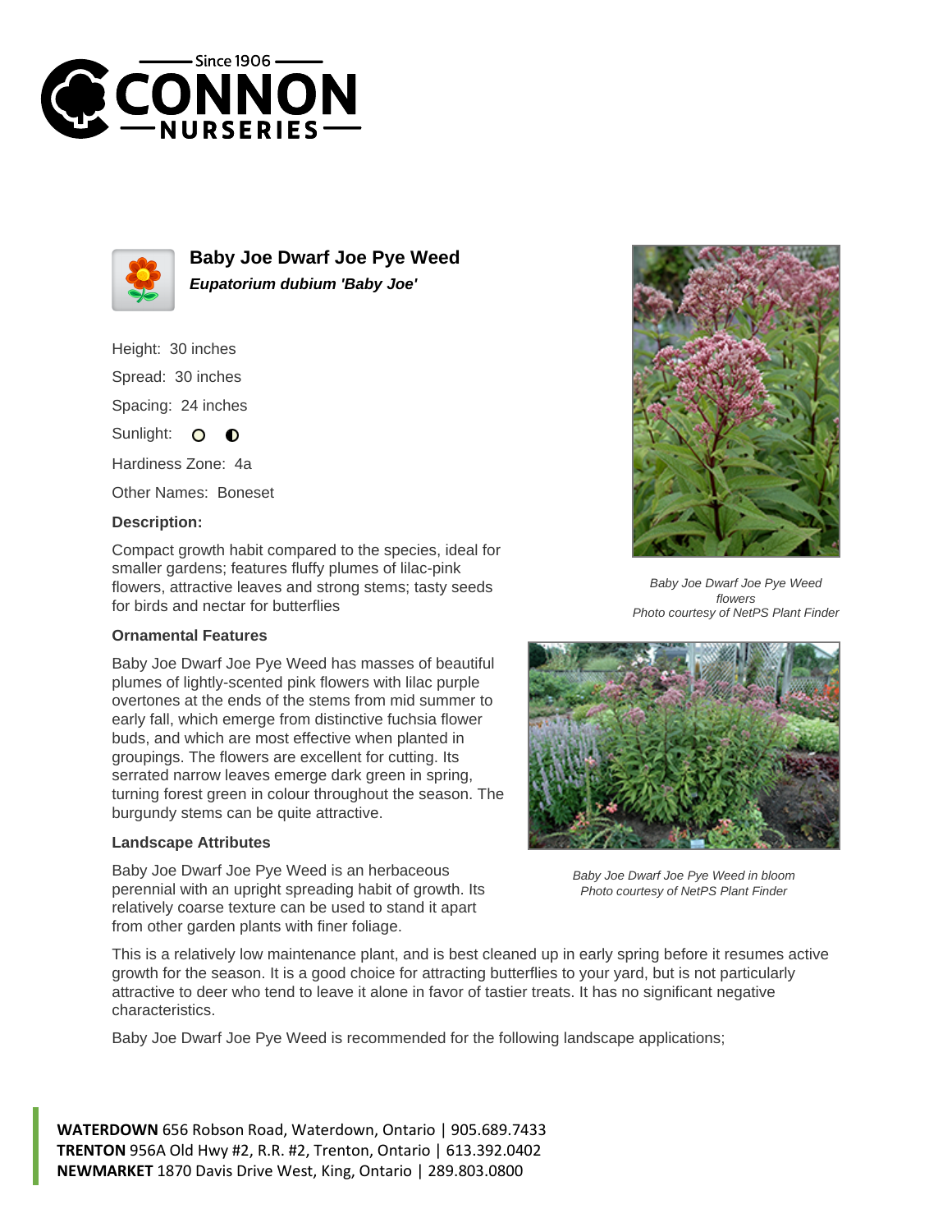# Baby Joe Dwarf Joe Pye Weed

***Eupatorium dubium 'Baby Joe'***

Height: 30 inches

Spread: 30 inches

Spacing: 24 inches

Sunlight: ○ ◐

Hardiness Zone: 4a

Other Names: Boneset

### Description:

Compact growth habit compared to the species, ideal for smaller gardens; features fluffy plumes of lilac-pink flowers, attractive leaves and strong stems; tasty seeds for birds and nectar for butterflies

### Ornamental Features

Baby Joe Dwarf Joe Pye Weed has masses of beautiful plumes of lightly-scented pink flowers with lilac purple overtones at the ends of the stems from mid summer to early fall, which emerge from distinctive fuchsia flower buds, and which are most effective when planted in groupings. The flowers are excellent for cutting. Its serrated narrow leaves emerge dark green in spring, turning forest green in colour throughout the season. The burgundy stems can be quite attractive.

### Landscape Attributes

Baby Joe Dwarf Joe Pye Weed is an herbaceous perennial with an upright spreading habit of growth. Its relatively coarse texture can be used to stand it apart from other garden plants with finer foliage.

This is a relatively low maintenance plant, and is best cleaned up in early spring before it resumes active growth for the season. It is a good choice for attracting butterflies to your yard, but is not particularly attractive to deer who tend to leave it alone in favor of tastier treats. It has no significant negative characteristics.

Baby Joe Dwarf Joe Pye Weed is recommended for the following landscape applications;

*Baby Joe Dwarf Joe Pye Weed flowers*
*Photo courtesy of NetPS Plant Finder*

*Baby Joe Dwarf Joe Pye Weed in bloom*
*Photo courtesy of NetPS Plant Finder*

**WATERDOWN** 656 Robson Road, Waterdown, Ontario | 905.689.7433
**TRENTON** 956A Old Hwy #2, R.R. #2, Trenton, Ontario | 613.392.0402
**NEWMARKET** 1870 Davis Drive West, King, Ontario | 289.803.0800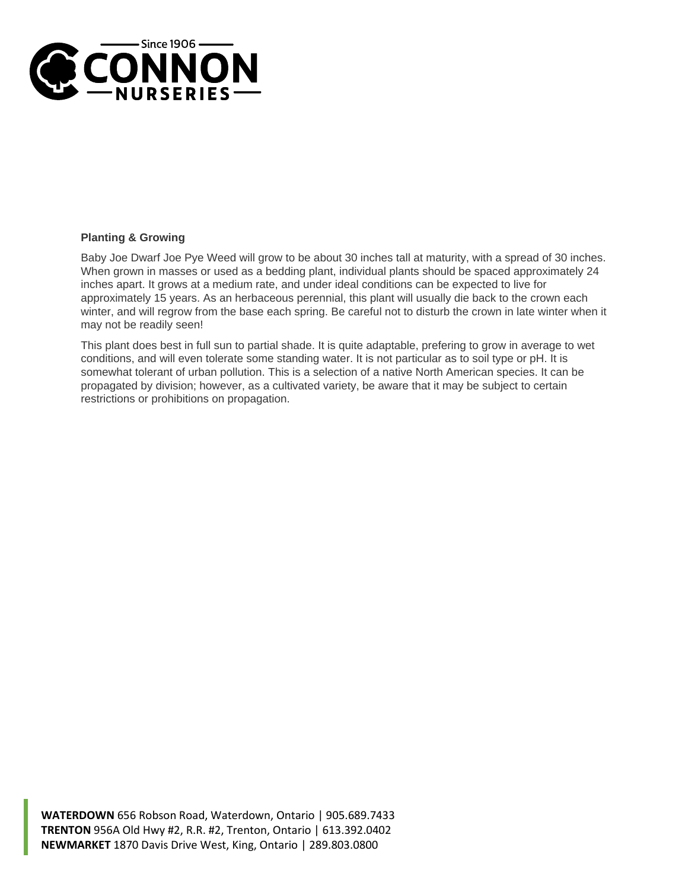### Planting & Growing

Baby Joe Dwarf Joe Pye Weed will grow to be about 30 inches tall at maturity, with a spread of 30 inches. When grown in masses or used as a bedding plant, individual plants should be spaced approximately 24 inches apart. It grows at a medium rate, and under ideal conditions can be expected to live for approximately 15 years. As an herbaceous perennial, this plant will usually die back to the crown each winter, and will regrow from the base each spring. Be careful not to disturb the crown in late winter when it may not be readily seen!

This plant does best in full sun to partial shade. It is quite adaptable, prefering to grow in average to wet conditions, and will even tolerate some standing water. It is not particular as to soil type or pH. It is somewhat tolerant of urban pollution. This is a selection of a native North American species. It can be propagated by division; however, as a cultivated variety, be aware that it may be subject to certain restrictions or prohibitions on propagation.